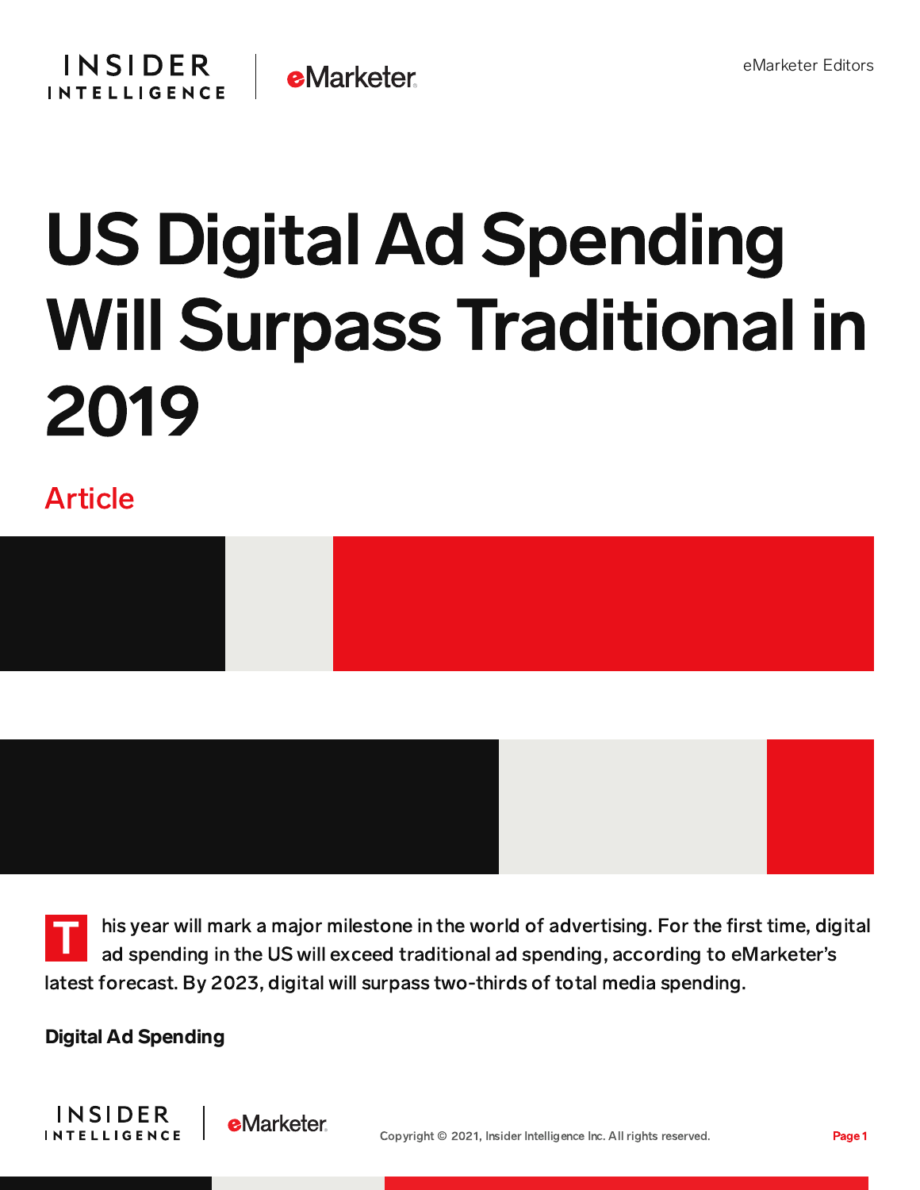eMarketer Editors

# US Digital Ad Spending Will Surpass Traditional in 2019

## Article

This year will mark a major milestone in the world of advertising. For the first time, digital ad spending in the US will exceed traditional ad spending, according to eMarketer's latest forecast. By 2023, digital will surpass two-thirds of total media spending.

**Digital Ad Spending**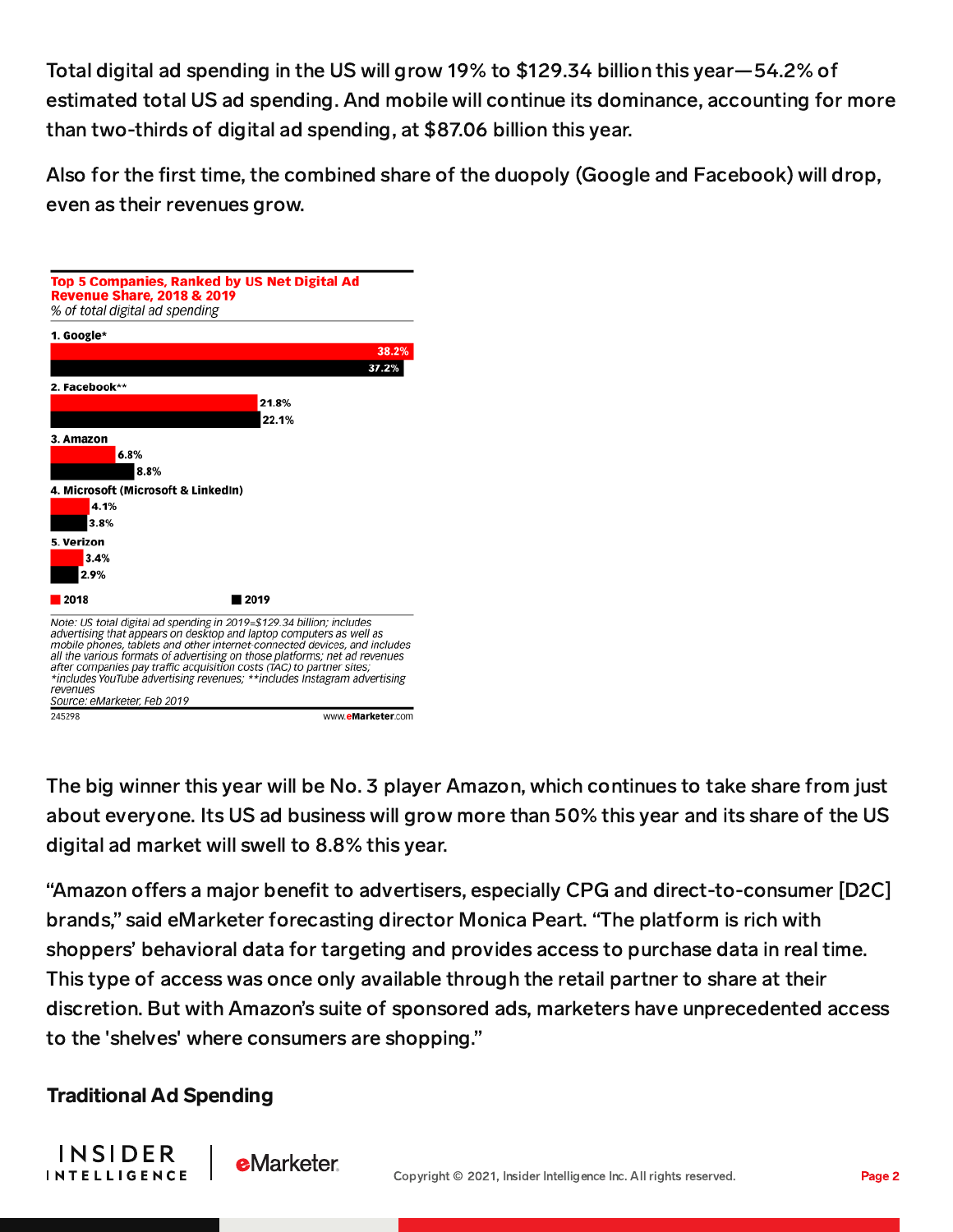Total digital ad spending in the US will grow 19% to $129.34 billion this year—54.2% of estimated total US ad spending. And mobile will continue its dominance, accounting for more than two-thirds of digital ad spending, at $87.06 billion this year.

Also for the first time, the combined share of the duopoly (Google and Facebook) will drop, even as their revenues grow.

**Top 5 Companies, Ranked by US Net Digital Ad Revenue Share, 2018 & 2019**
*% of total digital ad spending*

| Company | 2018 | 2019 |
|---|---|---|
| 1. Google* | 38.2% | 37.2% |
| 2. Facebook** | 21.8% | 22.1% |
| 3. Amazon | 6.8% | 8.8% |
| 4. Microsoft (Microsoft & LinkedIn) | 4.1% | 3.8% |
| 5. Verizon | 3.4% | 2.9% |

Note: US total digital ad spending in 2019=$129.34 billion; includes advertising that appears on desktop and laptop computers as well as mobile phones, tablets and other internet-connected devices, and includes all the various formats of advertising on those platforms; net ad revenues after companies pay traffic acquisition costs (TAC) to partner sites; *includes YouTube advertising revenues; **includes Instagram advertising revenues
Source: eMarketer, Feb 2019

245298 www.eMarketer.com

The big winner this year will be No. 3 player Amazon, which continues to take share from just about everyone. Its US ad business will grow more than 50% this year and its share of the US digital ad market will swell to 8.8% this year.

"Amazon offers a major benefit to advertisers, especially CPG and direct-to-consumer [D2C] brands," said eMarketer forecasting director Monica Peart. "The platform is rich with shoppers' behavioral data for targeting and provides access to purchase data in real time. This type of access was once only available through the retail partner to share at their discretion. But with Amazon's suite of sponsored ads, marketers have unprecedented access to the 'shelves' where consumers are shopping."

### Traditional Ad Spending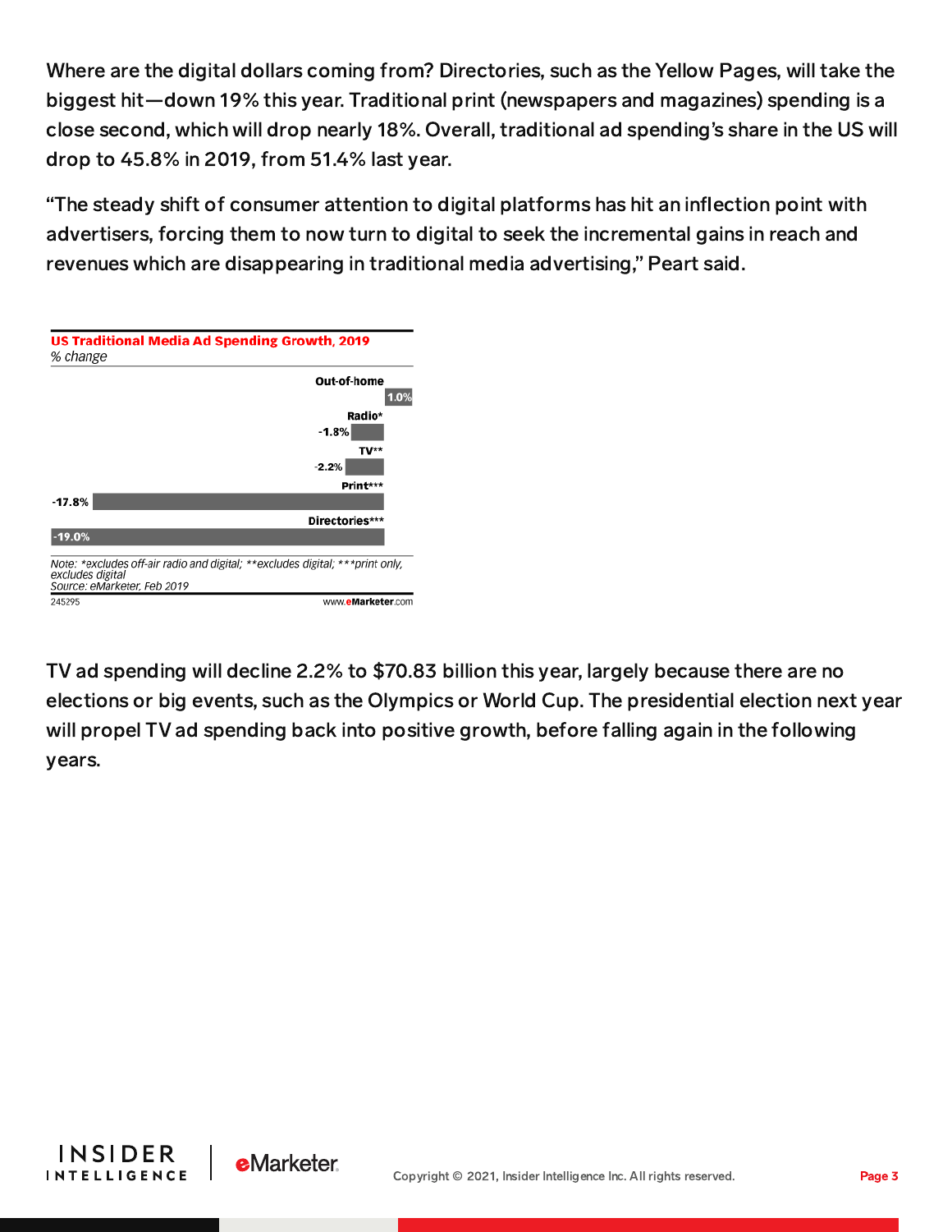Where are the digital dollars coming from? Directories, such as the Yellow Pages, will take the biggest hit—down 19% this year. Traditional print (newspapers and magazines) spending is a close second, which will drop nearly 18%. Overall, traditional ad spending's share in the US will drop to 45.8% in 2019, from 51.4% last year.

"The steady shift of consumer attention to digital platforms has hit an inflection point with advertisers, forcing them to now turn to digital to seek the incremental gains in reach and revenues which are disappearing in traditional media advertising," Peart said.

**US Traditional Media Ad Spending Growth, 2019**
*% change*

Out-of-home
1.0%
Radio*
-1.8%
TV**
-2.2%
Print***
-17.8%
Directories***
-19.0%

*Note: *excludes off-air radio and digital; **excludes digital; ***print only, excludes digital*
*Source: eMarketer, Feb 2019*
245295
www.eMarketer.com

TV ad spending will decline 2.2% to $70.83 billion this year, largely because there are no elections or big events, such as the Olympics or World Cup. The presidential election next year will propel TV ad spending back into positive growth, before falling again in the following years.